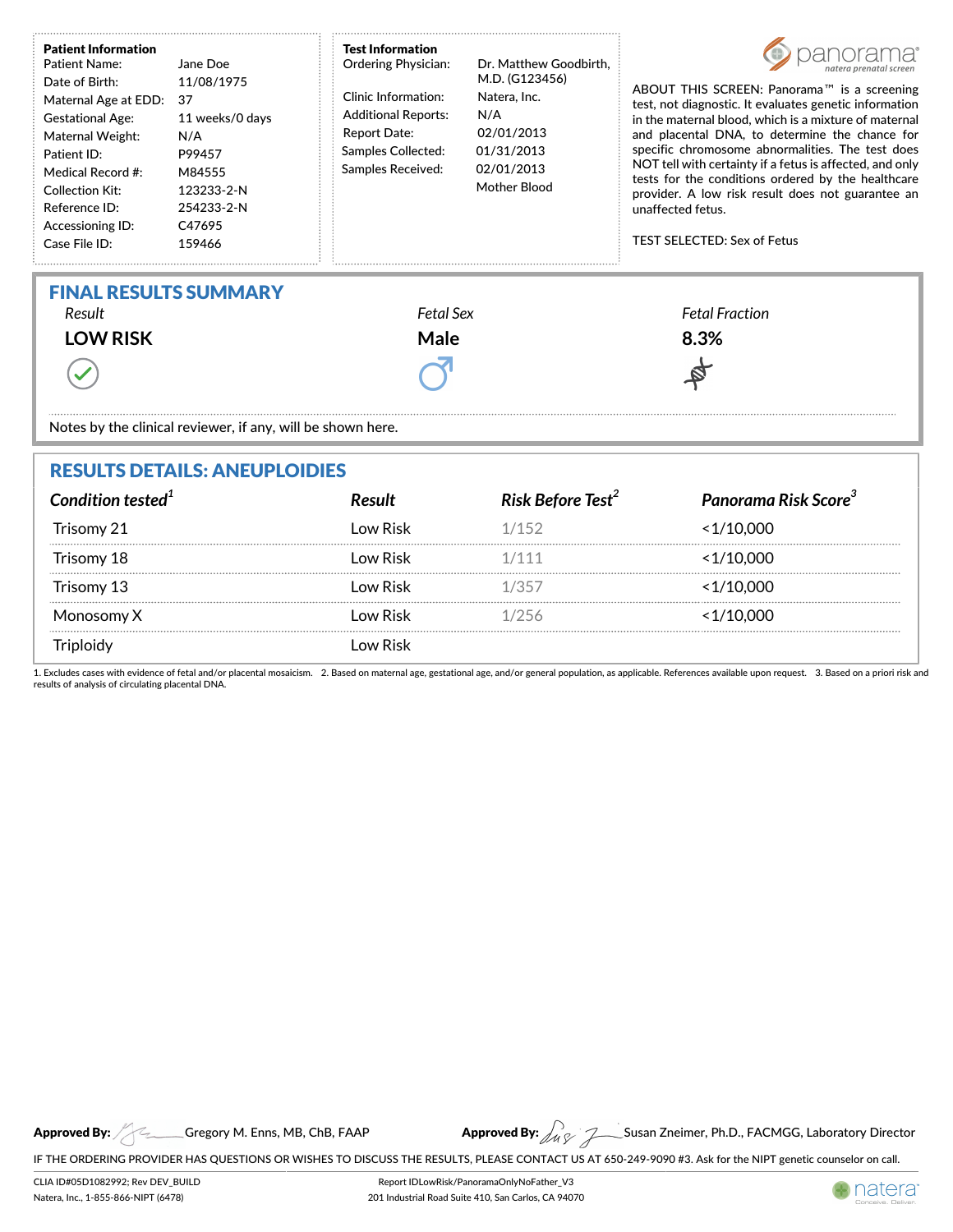**Patient Information**

| | |
|---|---|
| Patient Name: | Jane Doe |
| Date of Birth: | 11/08/1975 |
| Maternal Age at EDD: | 37 |
| Gestational Age: | 11 weeks/0 days |
| Maternal Weight: | N/A |
| Patient ID: | P99457 |
| Medical Record #: | M84555 |
| Collection Kit: | 123233-2-N |
| Reference ID: | 254233-2-N |
| Accessioning ID: | C47695 |
| Case File ID: | 159466 |

**Test Information**

| | |
|---|---|
| Ordering Physician: | Dr. Matthew Goodbirth, M.D. (G123456) |
| Clinic Information: | Natera, Inc. |
| Additional Reports: | N/A |
| Report Date: | 02/01/2013 |
| Samples Collected: | 01/31/2013 |
| Samples Received: | 02/01/2013 |
| | Mother Blood |

panorama® natera prenatal screen

ABOUT THIS SCREEN: Panorama™ is a screening test, not diagnostic. It evaluates genetic information in the maternal blood, which is a mixture of maternal and placental DNA, to determine the chance for specific chromosome abnormalities. The test does NOT tell with certainty if a fetus is affected, and only tests for the conditions ordered by the healthcare provider. A low risk result does not guarantee an unaffected fetus.

TEST SELECTED: Sex of Fetus

## FINAL RESULTS SUMMARY

| *Result* | *Fetal Sex* | *Fetal Fraction* |
|---|---|---|
| **LOW RISK** | **Male** | **8.3%** |

Notes by the clinical reviewer, if any, will be shown here.

## RESULTS DETAILS: ANEUPLOIDIES

| *Condition tested*[1] | *Result* | *Risk Before Test*[2] | *Panorama Risk Score*[3] |
|---|---|---|---|
| Trisomy 21 | Low Risk | 1/152 | <1/10,000 |
| Trisomy 18 | Low Risk | 1/111 | <1/10,000 |
| Trisomy 13 | Low Risk | 1/357 | <1/10,000 |
| Monosomy X | Low Risk | 1/256 | <1/10,000 |
| Triploidy | Low Risk | | |

1. Excludes cases with evidence of fetal and/or placental mosaicism. 2. Based on maternal age, gestational age, and/or general population, as applicable. References available upon request. 3. Based on a priori risk and results of analysis of circulating placental DNA.

**Approved By:** Gregory M. Enns, MB, ChB, FAAP

**Approved By:** Susan Zneimer, Ph.D., FACMGG, Laboratory Director

IF THE ORDERING PROVIDER HAS QUESTIONS OR WISHES TO DISCUSS THE RESULTS, PLEASE CONTACT US AT 650-249-9090 #3. Ask for the NIPT genetic counselor on call.

CLIA ID#05D1082992; Rev DEV_BUILD
Natera, Inc., 1-855-866-NIPT (6478)

Report IDLowRisk/PanoramaOnlyNoFather_V3
201 Industrial Road Suite 410, San Carlos, CA 94070

natera® Conceive. Deliver.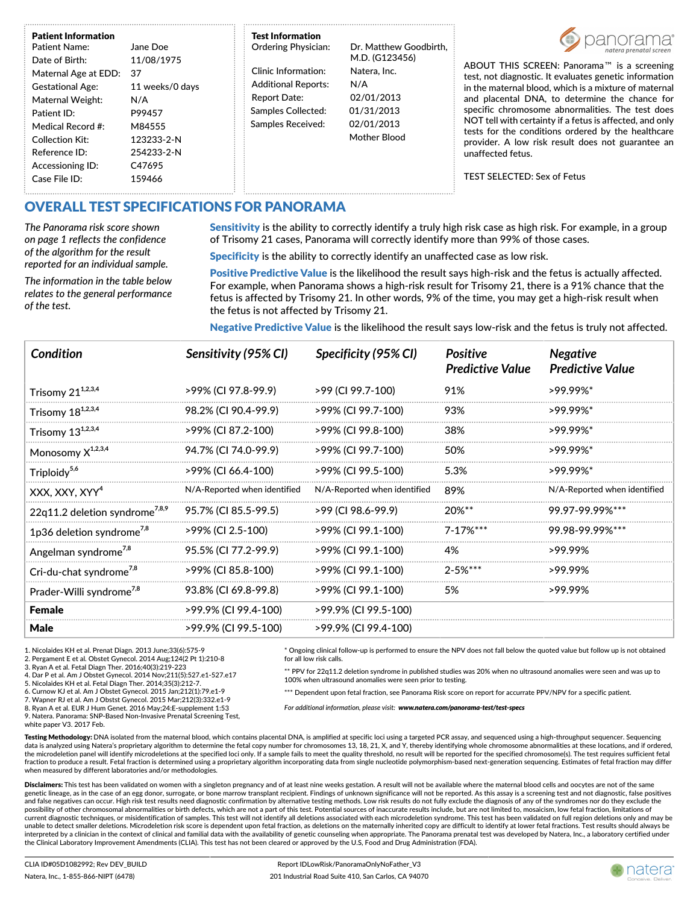**Patient Information**

| | |
|---|---|
| Patient Name: | Jane Doe |
| Date of Birth: | 11/08/1975 |
| Maternal Age at EDD: | 37 |
| Gestational Age: | 11 weeks/0 days |
| Maternal Weight: | N/A |
| Patient ID: | P99457 |
| Medical Record #: | M84555 |
| Collection Kit: | 123233-2-N |
| Reference ID: | 254233-2-N |
| Accessioning ID: | C47695 |
| Case File ID: | 159466 |

**Test Information**

| | |
|---|---|
| Ordering Physician: | Dr. Matthew Goodbirth, M.D. (G123456) |
| Clinic Information: | Natera, Inc. |
| Additional Reports: | N/A |
| Report Date: | 02/01/2013 |
| Samples Collected: | 01/31/2013 |
| Samples Received: | 02/01/2013 |
| | Mother Blood |

panorama® natera prenatal screen

ABOUT THIS SCREEN: Panorama™ is a screening test, not diagnostic. It evaluates genetic information in the maternal blood, which is a mixture of maternal and placental DNA, to determine the chance for specific chromosome abnormalities. The test does NOT tell with certainty if a fetus is affected, and only tests for the conditions ordered by the healthcare provider. A low risk result does not guarantee an unaffected fetus.

TEST SELECTED: Sex of Fetus

## OVERALL TEST SPECIFICATIONS FOR PANORAMA

*The Panorama risk score shown on page 1 reflects the confidence of the algorithm for the result reported for an individual sample.*

*The information in the table below relates to the general performance of the test.*

**Sensitivity** is the ability to correctly identify a truly high risk case as high risk. For example, in a group of Trisomy 21 cases, Panorama will correctly identify more than 99% of those cases.

**Specificity** is the ability to correctly identify an unaffected case as low risk.

**Positive Predictive Value** is the likelihood the result says high-risk and the fetus is actually affected. For example, when Panorama shows a high-risk result for Trisomy 21, there is a 91% chance that the fetus is affected by Trisomy 21. In other words, 9% of the time, you may get a high-risk result when the fetus is not affected by Trisomy 21.

**Negative Predictive Value** is the likelihood the result says low-risk and the fetus is truly not affected.

| *Condition* | *Sensitivity (95% CI)* | *Specificity (95% CI)* | *Positive Predictive Value* | *Negative Predictive Value* |
|---|---|---|---|---|
| Trisomy 21[1,2,3,4] | >99% (CI 97.8-99.9) | >99 (CI 99.7-100) | 91% | >99.99%* |
| Trisomy 18[1,2,3,4] | 98.2% (CI 90.4-99.9) | >99% (CI 99.7-100) | 93% | >99.99%* |
| Trisomy 13[1,2,3,4] | >99% (CI 87.2-100) | >99% (CI 99.8-100) | 38% | >99.99%* |
| Monosomy X[1,2,3,4] | 94.7% (CI 74.0-99.9) | >99% (CI 99.7-100) | 50% | >99.99%* |
| Triploidy[5,6] | >99% (CI 66.4-100) | >99% (CI 99.5-100) | 5.3% | >99.99%* |
| XXX, XXY, XYY[4] | N/A-Reported when identified | N/A-Reported when identified | 89% | N/A-Reported when identified |
| 22q11.2 deletion syndrome[7,8,9] | 95.7% (CI 85.5-99.5) | >99 (CI 98.6-99.9) | 20%** | 99.97-99.99%*** |
| 1p36 deletion syndrome[7,8] | >99% (CI 2.5-100) | >99% (CI 99.1-100) | 7-17%*** | 99.98-99.99%*** |
| Angelman syndrome[7,8] | 95.5% (CI 77.2-99.9) | >99% (CI 99.1-100) | 4% | >99.99% |
| Cri-du-chat syndrome[7,8] | >99% (CI 85.8-100) | >99% (CI 99.1-100) | 2-5%*** | >99.99% |
| Prader-Willi syndrome[7,8] | 93.8% (CI 69.8-99.8) | >99% (CI 99.1-100) | 5% | >99.99% |
| **Female** | >99.9% (CI 99.4-100) | >99.9% (CI 99.5-100) | | |
| **Male** | >99.9% (CI 99.5-100) | >99.9% (CI 99.4-100) | | |

1. Nicolaides KH et al. Prenat Diagn. 2013 June;33(6):575-9
2. Pergament E et al. Obstet Gynecol. 2014 Aug;124(2 Pt 1):210-8
3. Ryan A et al. Fetal Diagn Ther. 2016;40(3):219-223
4. Dar P et al. Am J Obstet Gynecol. 2014 Nov;211(5):527.e1-527.e17
5. Nicolaides KH et al. Fetal Diagn Ther. 2014;35(3):212-7.
6. Curnow KJ et al. Am J Obstet Gynecol. 2015 Jan;212(1):79.e1-9
7. Wapner RJ et al. Am J Obstst Gynecol. 2015 Mar;212(3):332.e1-9
8. Ryan A et al. EUR J Hum Genet. 2016 May;24:E-supplement 1:53
9. Natera. Panorama: SNP-Based Non-Invasive Prenatal Screening Test, white paper V3. 2017 Feb.

\* Ongoing clinical follow-up is performed to ensure the NPV does not fall below the quoted value but follow up is not obtained for all low risk calls.

\*\* PPV for 22q11.2 deletion syndrome in published studies was 20% when no ultrasound anomalies were seen and was up to 100% when ultrasound anomalies were seen prior to testing.

\*\*\* Dependent upon fetal fraction, see Panorama Risk score on report for accurate PPV/NPV for a specific patient.

*For additional information, please visit:* ***www.natera.com/panorama-test/test-specs***

**Testing Methodology:** DNA isolated from the maternal blood, which contains placental DNA, is amplified at specific loci using a targeted PCR assay, and sequenced using a high-throughput sequencer. Sequencing data is analyzed using Natera's proprietary algorithm to determine the fetal copy number for chromosomes 13, 18, 21, X, and Y, thereby identifying whole chromosome abnormalities at these locations, and if ordered, the microdeletion panel will identify microdeletions at the specified loci only. If a sample fails to meet the quality threshold, no result will be reported for the specified chromosome(s). The test requires sufficient fetal fraction to produce a result. Fetal fraction is determined using a proprietary algorithm incorporating data from single nucleotide polymorphism-based next-generation sequencing. Estimates of fetal fraction may differ when measured by different laboratories and/or methodologies.

**Disclaimers:** This test has been validated on women with a singleton pregnancy and of at least nine weeks gestation. A result will not be available where the maternal blood cells and oocytes are not of the same genetic lineage, as in the case of an egg donor, surrogate, or bone marrow transplant recipient. Findings of unknown significance will not be reported. As this assay is a screening test and not diagnostic, false positives and false negatives can occur. High risk test results need diagnostic confirmation by alternative testing methods. Low risk results do not fully exclude the diagnosis of any of the syndromes nor do they exclude the possibility of other chromosomal abnormalities or birth defects, which are not a part of this test. Potential sources of inaccurate results include, but are not limited to, mosaicism, low fetal fraction, limitations of current diagnostic techniques, or misidentification of samples. This test will not identify all deletions associated with each microdeletion syndrome. This test has been validated on full region deletions only and may be unable to detect smaller deletions. Microdeletion risk score is dependent upon fetal fraction, as deletions on the maternally inherited copy are difficult to identify at lower fetal fractions. Test results should always be interpreted by a clinician in the context of clinical and familial data with the availability of genetic counseling when appropriate. The Panorama prenatal test was developed by Natera, Inc., a laboratory certified under the Clinical Laboratory Improvement Amendments (CLIA). This test has not been cleared or approved by the U.S, Food and Drug Administration (FDA).

CLIA ID#05D1082992; Rev DEV_BUILD

Natera, Inc., 1-855-866-NIPT (6478)

Report IDLowRisk/PanoramaOnlyNoFather_V3

201 Industrial Road Suite 410, San Carlos, CA 94070

natera® Conceive. Deliver.